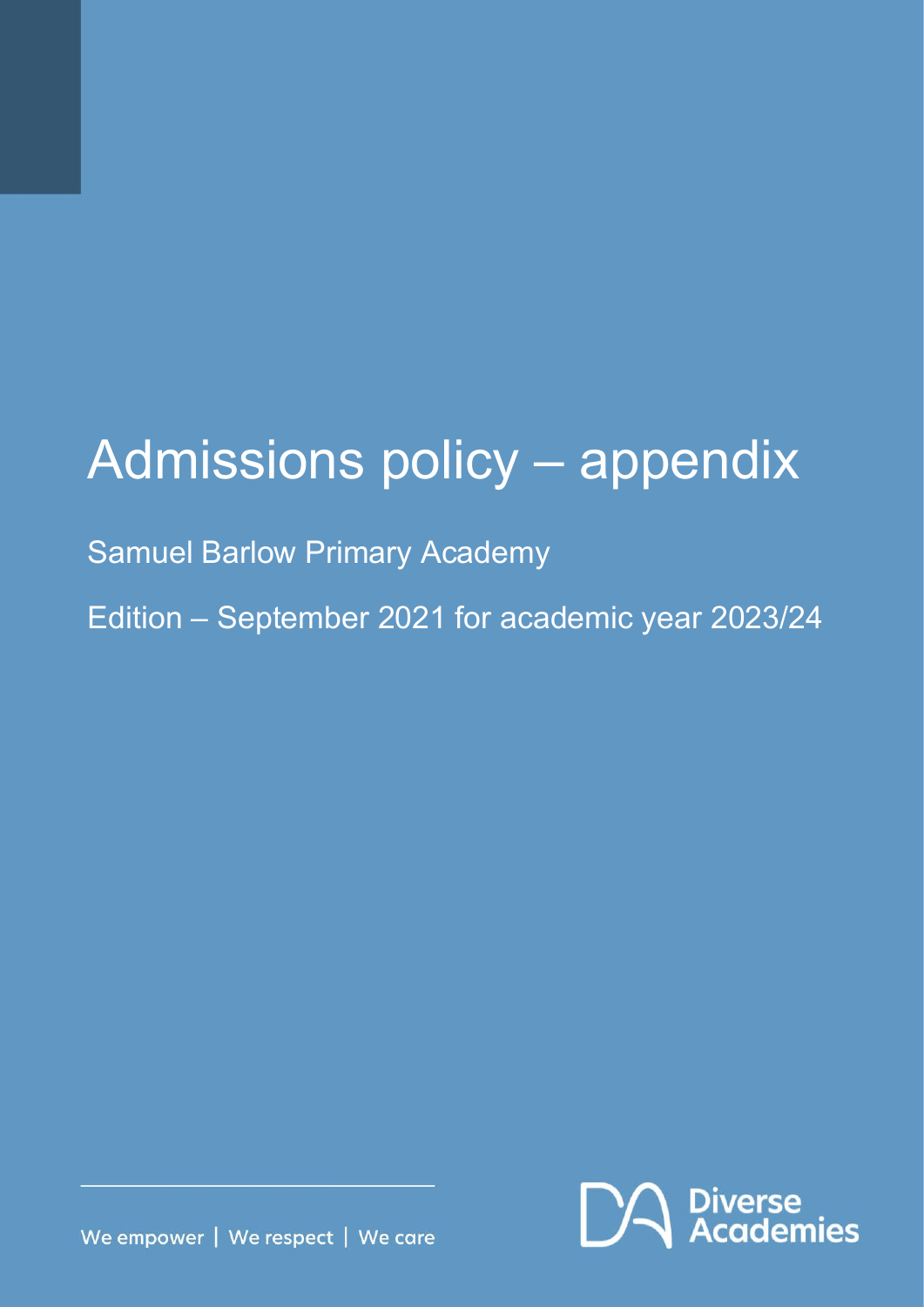# Admissions policy – appendix

Samuel Barlow Primary Academy

Edition – September 2021 for academic year 2023/24

We empower | We respect | We care

Diverse Academies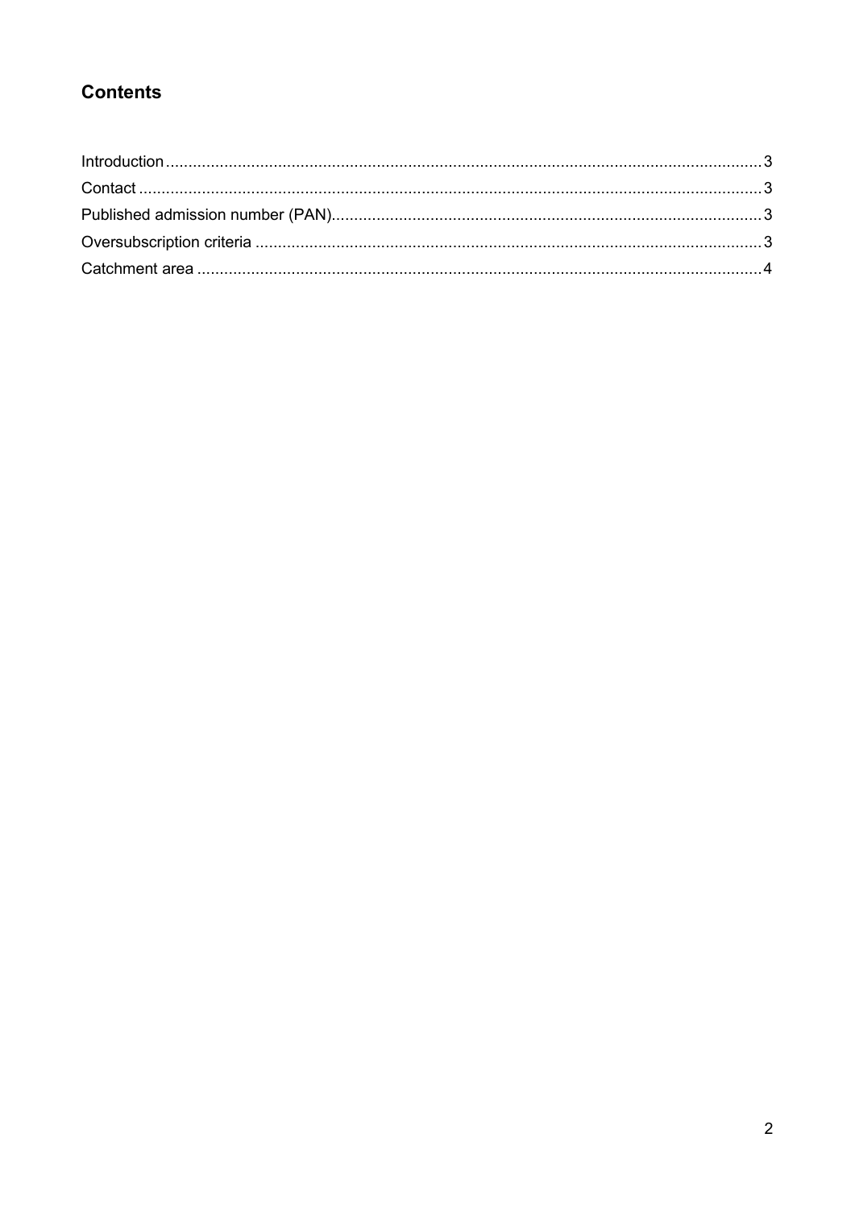## Contents

Introduction .................................................................................................................................. 3
Contact ......................................................................................................................................... 3
Published admission number (PAN)........................................................................................... 3
Oversubscription criteria ............................................................................................................. 3
Catchment area ........................................................................................................................... 4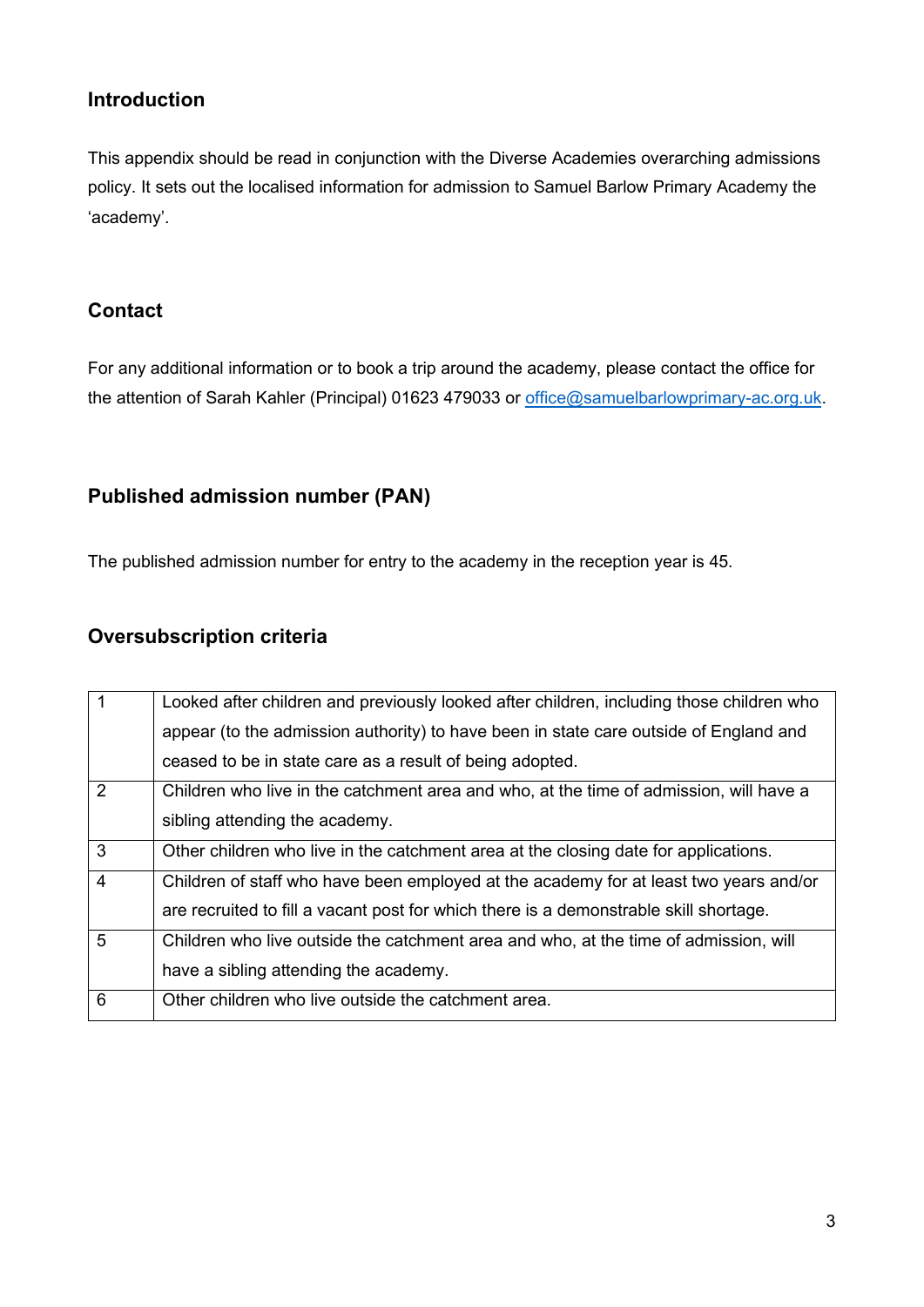## Introduction

This appendix should be read in conjunction with the Diverse Academies overarching admissions policy. It sets out the localised information for admission to Samuel Barlow Primary Academy the 'academy'.

## Contact

For any additional information or to book a trip around the academy, please contact the office for the attention of Sarah Kahler (Principal) 01623 479033 or office@samuelbarlowprimary-ac.org.uk.

## Published admission number (PAN)

The published admission number for entry to the academy in the reception year is 45.

## Oversubscription criteria

| | |
|---|---|
| 1 | Looked after children and previously looked after children, including those children who appear (to the admission authority) to have been in state care outside of England and ceased to be in state care as a result of being adopted. |
| 2 | Children who live in the catchment area and who, at the time of admission, will have a sibling attending the academy. |
| 3 | Other children who live in the catchment area at the closing date for applications. |
| 4 | Children of staff who have been employed at the academy for at least two years and/or are recruited to fill a vacant post for which there is a demonstrable skill shortage. |
| 5 | Children who live outside the catchment area and who, at the time of admission, will have a sibling attending the academy. |
| 6 | Other children who live outside the catchment area. |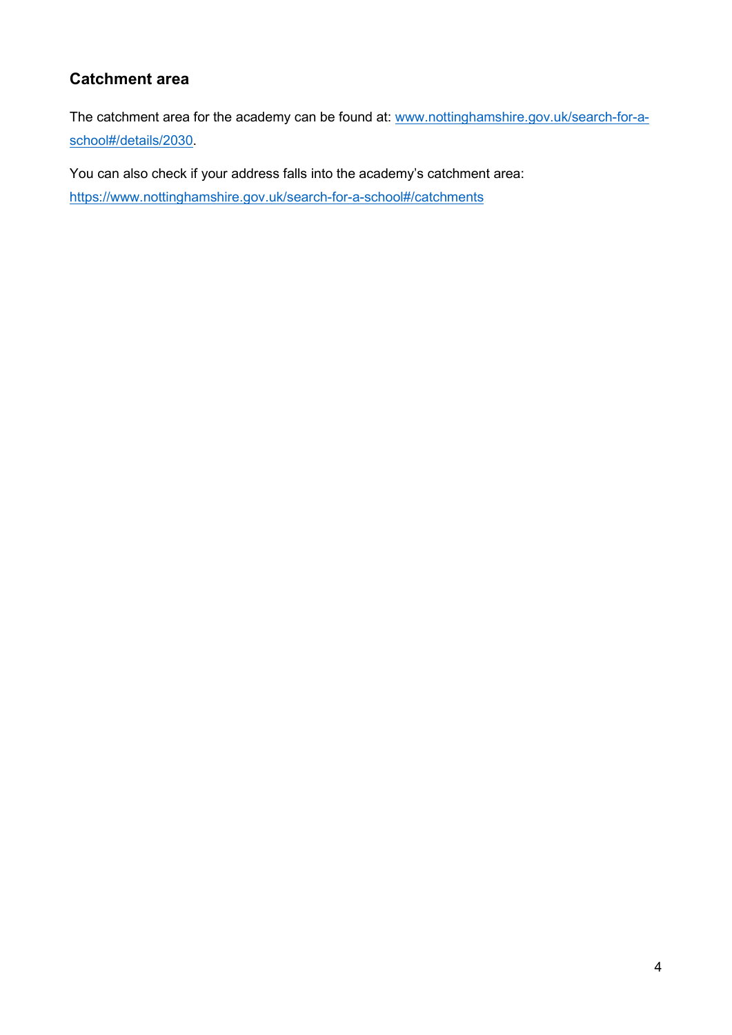## Catchment area

The catchment area for the academy can be found at: [www.nottinghamshire.gov.uk/search-for-a-school#/details/2030](www.nottinghamshire.gov.uk/search-for-a-school#/details/2030).

You can also check if your address falls into the academy's catchment area: [https://www.nottinghamshire.gov.uk/search-for-a-school#/catchments](https://www.nottinghamshire.gov.uk/search-for-a-school#/catchments)